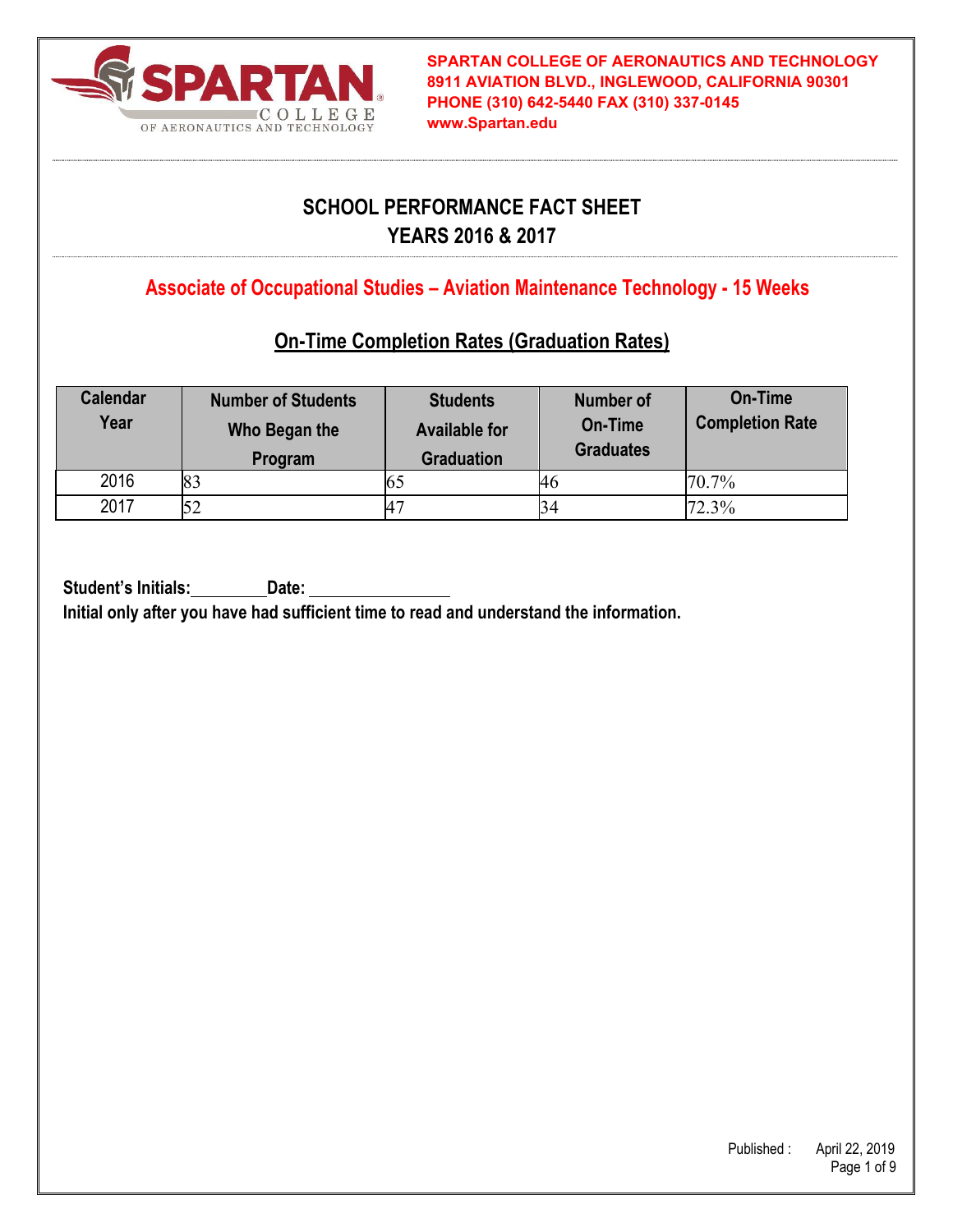**SPARTAN COLLEGE OF AERONAUTICS AND TECHNOLOGY**
**8911 AVIATION BLVD., INGLEWOOD, CALIFORNIA 90301**
**PHONE (310) 642-5440 FAX (310) 337-0145**
**www.Spartan.edu**

# SCHOOL PERFORMANCE FACT SHEET
# YEARS 2016 & 2017

## Associate of Occupational Studies – Aviation Maintenance Technology - 15 Weeks

### On-Time Completion Rates (Graduation Rates)

| Calendar Year | Number of Students Who Began the Program | Students Available for Graduation | Number of On-Time Graduates | On-Time Completion Rate |
|---|---|---|---|---|
| 2016 | 83 | 65 | 46 | 70.7% |
| 2017 | 52 | 47 | 34 | 72.3% |

**Student's Initials:\_\_\_\_\_\_\_\_\_ Date: \_\_\_\_\_\_\_\_\_\_\_\_\_\_\_\_**

**Initial only after you have had sufficient time to read and understand the information.**

Published : April 22, 2019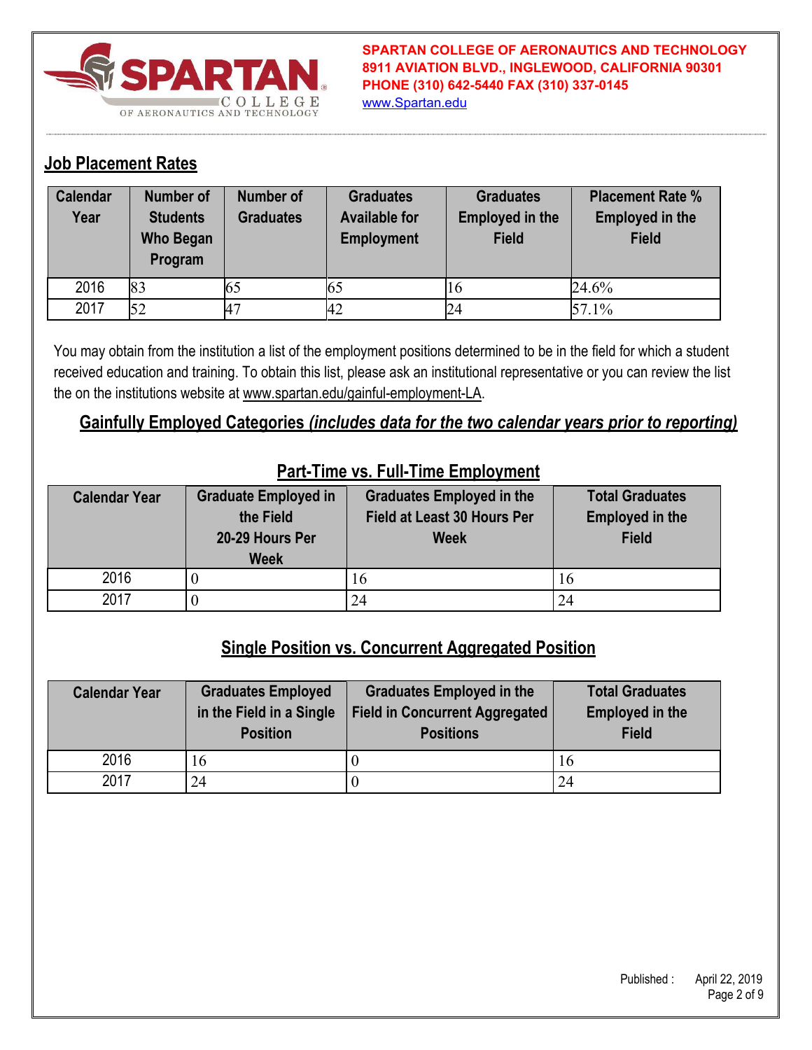## Job Placement Rates

| Calendar Year | Number of Students Who Began Program | Number of Graduates | Graduates Available for Employment | Graduates Employed in the Field | Placement Rate % Employed in the Field |
|---|---|---|---|---|---|
| 2016 | 83 | 65 | 65 | 16 | 24.6% |
| 2017 | 52 | 47 | 42 | 24 | 57.1% |

You may obtain from the institution a list of the employment positions determined to be in the field for which a student received education and training. To obtain this list, please ask an institutional representative or you can review the list the on the institutions website at www.spartan.edu/gainful-employment-LA.

## Gainfully Employed Categories *(includes data for the two calendar years prior to reporting)*

### Part-Time vs. Full-Time Employment

| Calendar Year | Graduate Employed in the Field 20-29 Hours Per Week | Graduates Employed in the Field at Least 30 Hours Per Week | Total Graduates Employed in the Field |
|---|---|---|---|
| 2016 | 0 | 16 | 16 |
| 2017 | 0 | 24 | 24 |

### Single Position vs. Concurrent Aggregated Position

| Calendar Year | Graduates Employed in the Field in a Single Position | Graduates Employed in the Field in Concurrent Aggregated Positions | Total Graduates Employed in the Field |
|---|---|---|---|
| 2016 | 16 | 0 | 16 |
| 2017 | 24 | 0 | 24 |

Published : April 22, 2019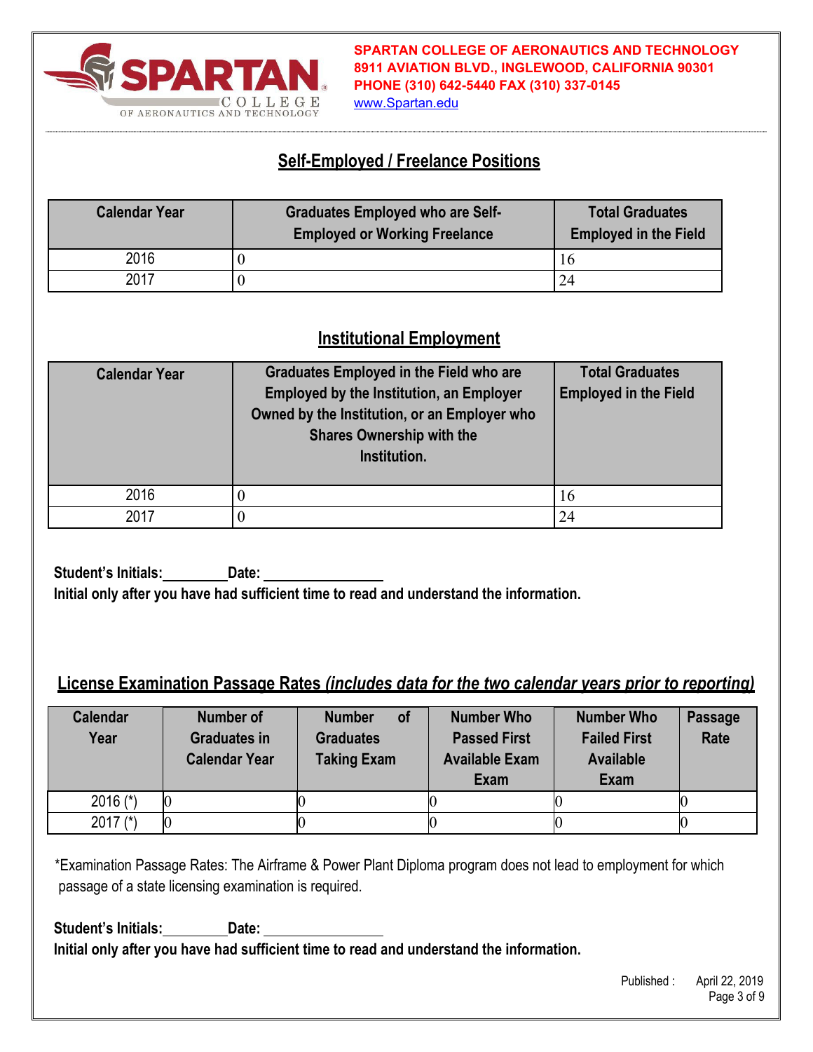## Self-Employed / Freelance Positions

| Calendar Year | Graduates Employed who are Self-Employed or Working Freelance | Total Graduates Employed in the Field |
|---|---|---|
| 2016 | 0 | 16 |
| 2017 | 0 | 24 |

## Institutional Employment

| Calendar Year | Graduates Employed in the Field who are Employed by the Institution, an Employer Owned by the Institution, or an Employer who Shares Ownership with the Institution. | Total Graduates Employed in the Field |
|---|---|---|
| 2016 | 0 | 16 |
| 2017 | 0 | 24 |

**Student's Initials:________ Date: ________________**

**Initial only after you have had sufficient time to read and understand the information.**

## License Examination Passage Rates *(includes data for the two calendar years prior to reporting)*

| Calendar Year | Number of Graduates in Calendar Year | Number of Graduates Taking Exam | Number Who Passed First Available Exam | Number Who Failed First Available Exam | Passage Rate |
|---|---|---|---|---|---|
| 2016 (*) | 0 | 0 | 0 | 0 | 0 |
| 2017 (*) | 0 | 0 | 0 | 0 | 0 |

*Examination Passage Rates: The Airframe & Power Plant Diploma program does not lead to employment for which passage of a state licensing examination is required.

**Student's Initials:________ Date: ________________**

**Initial only after you have had sufficient time to read and understand the information.**

Published : April 22, 2019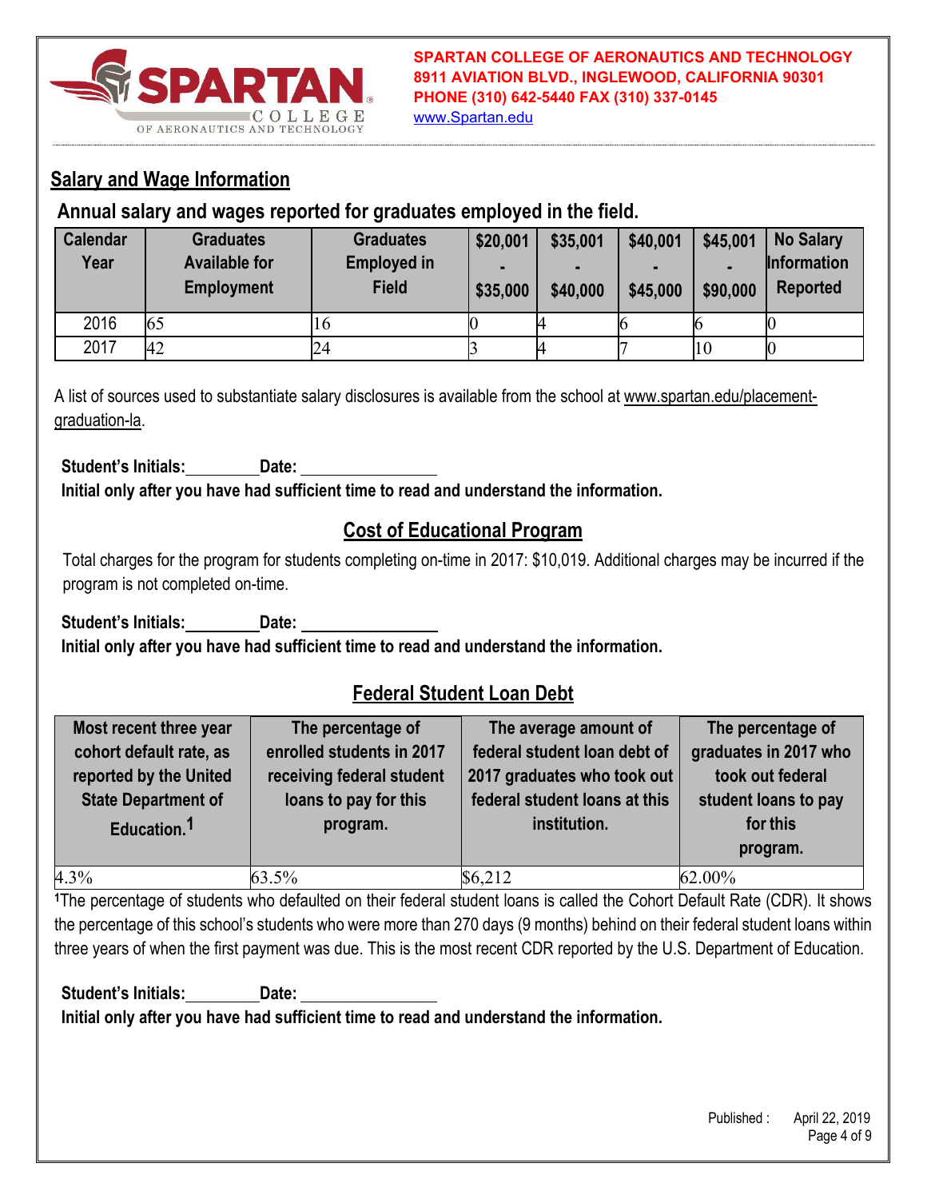SPARTAN COLLEGE OF AERONAUTICS AND TECHNOLOGY
8911 AVIATION BLVD., INGLEWOOD, CALIFORNIA 90301
PHONE (310) 642-5440 FAX (310) 337-0145
www.Spartan.edu

## Salary and Wage Information

### Annual salary and wages reported for graduates employed in the field.

| Calendar Year | Graduates Available for Employment | Graduates Employed in Field | $20,001 - $35,000 | $35,001 - $40,000 | $40,001 - $45,000 | $45,001 - $90,000 | No Salary Information Reported |
|---|---|---|---|---|---|---|---|
| 2016 | 65 | 16 | 0 | 4 | 6 | 6 | 0 |
| 2017 | 42 | 24 | 3 | 4 | 7 | 10 | 0 |

A list of sources used to substantiate salary disclosures is available from the school at www.spartan.edu/placement-graduation-la.

**Student's Initials:\_\_\_\_\_\_\_\_ Date: \_\_\_\_\_\_\_\_\_\_\_\_\_\_\_\_**
**Initial only after you have had sufficient time to read and understand the information.**

## Cost of Educational Program

Total charges for the program for students completing on-time in 2017: $10,019. Additional charges may be incurred if the program is not completed on-time.

**Student's Initials:\_\_\_\_\_\_\_\_ Date: \_\_\_\_\_\_\_\_\_\_\_\_\_\_\_\_**
**Initial only after you have had sufficient time to read and understand the information.**

## Federal Student Loan Debt

| Most recent three year cohort default rate, as reported by the United State Department of Education.[1] | The percentage of enrolled students in 2017 receiving federal student loans to pay for this program. | The average amount of federal student loan debt of 2017 graduates who took out federal student loans at this institution. | The percentage of graduates in 2017 who took out federal student loans to pay for this program. |
|---|---|---|---|
| 4.3% | 63.5% | $6,212 | 62.00% |

[1]The percentage of students who defaulted on their federal student loans is called the Cohort Default Rate (CDR). It shows the percentage of this school's students who were more than 270 days (9 months) behind on their federal student loans within three years of when the first payment was due. This is the most recent CDR reported by the U.S. Department of Education.

**Student's Initials:\_\_\_\_\_\_\_\_ Date: \_\_\_\_\_\_\_\_\_\_\_\_\_\_\_\_**
**Initial only after you have had sufficient time to read and understand the information.**

Published : April 22, 2019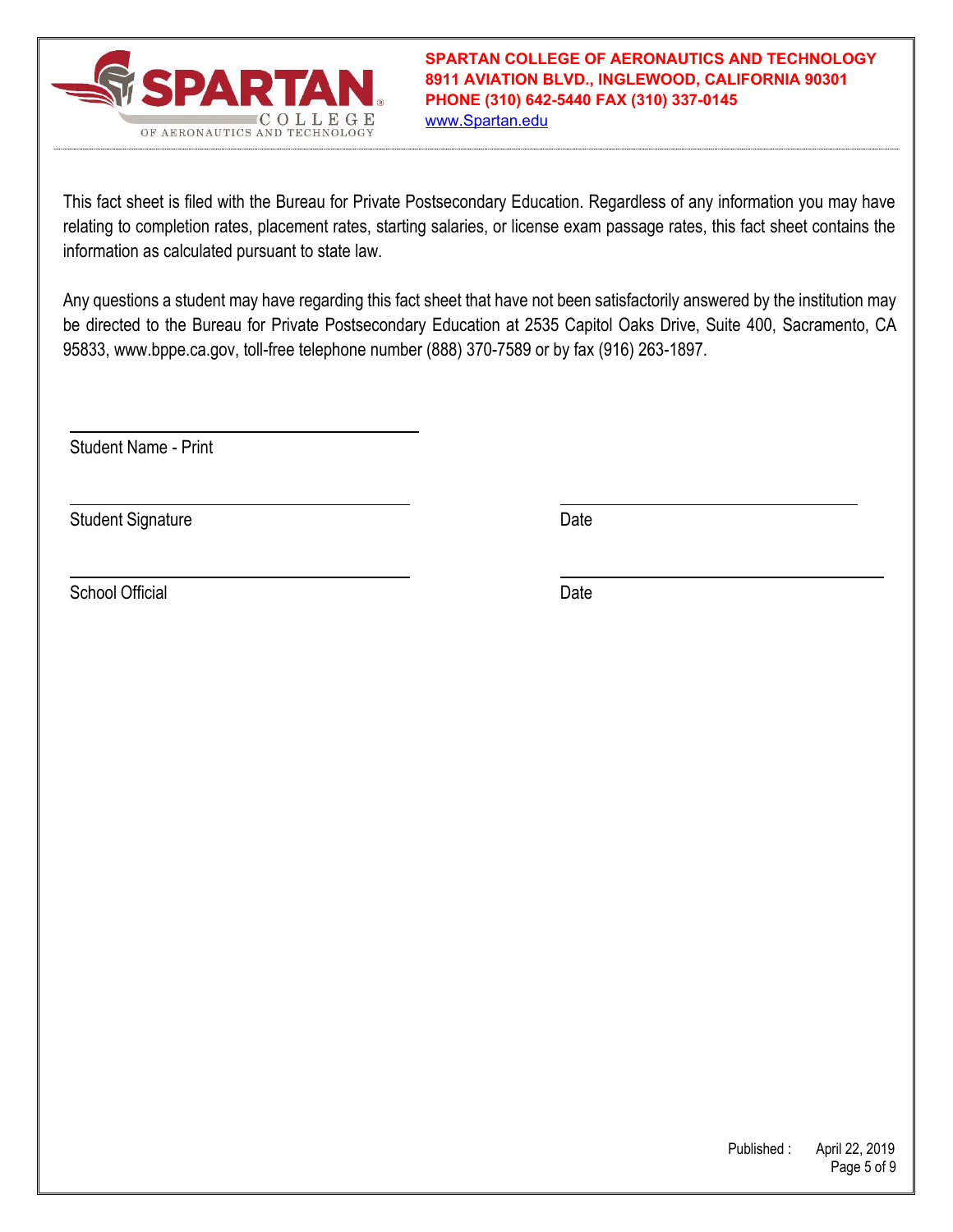**SPARTAN COLLEGE OF AERONAUTICS AND TECHNOLOGY**
**8911 AVIATION BLVD., INGLEWOOD, CALIFORNIA 90301**
**PHONE (310) 642-5440 FAX (310) 337-0145**
www.Spartan.edu

This fact sheet is filed with the Bureau for Private Postsecondary Education. Regardless of any information you may have relating to completion rates, placement rates, starting salaries, or license exam passage rates, this fact sheet contains the information as calculated pursuant to state law.

Any questions a student may have regarding this fact sheet that have not been satisfactorily answered by the institution may be directed to the Bureau for Private Postsecondary Education at 2535 Capitol Oaks Drive, Suite 400, Sacramento, CA 95833, www.bppe.ca.gov, toll-free telephone number (888) 370-7589 or by fax (916) 263-1897.

\_\_\_\_\_\_\_\_\_\_\_\_\_\_\_\_\_\_\_\_\_\_\_\_\_\_\_\_\_\_
Student Name - Print

\_\_\_\_\_\_\_\_\_\_\_\_\_\_\_\_\_\_\_\_\_\_\_\_\_\_\_\_\_\_ \_\_\_\_\_\_\_\_\_\_\_\_\_\_\_\_\_\_\_\_\_\_\_\_\_\_
Student Signature Date

\_\_\_\_\_\_\_\_\_\_\_\_\_\_\_\_\_\_\_\_\_\_\_\_\_\_\_\_\_\_ \_\_\_\_\_\_\_\_\_\_\_\_\_\_\_\_\_\_\_\_\_\_\_\_\_\_
School Official Date

Published : April 22, 2019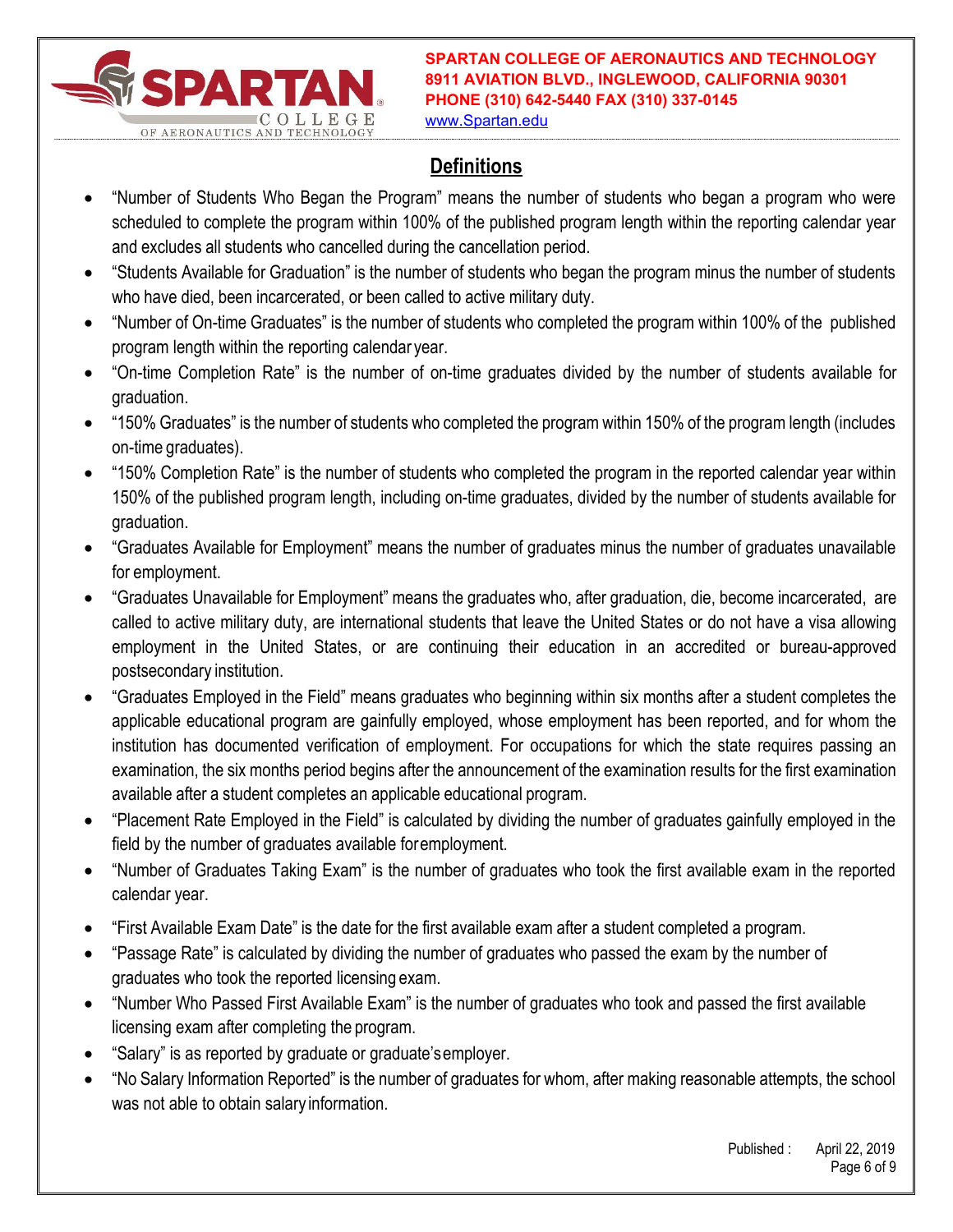## Definitions

- "Number of Students Who Began the Program" means the number of students who began a program who were scheduled to complete the program within 100% of the published program length within the reporting calendar year and excludes all students who cancelled during the cancellation period.
- "Students Available for Graduation" is the number of students who began the program minus the number of students who have died, been incarcerated, or been called to active military duty.
- "Number of On-time Graduates" is the number of students who completed the program within 100% of the published program length within the reporting calendar year.
- "On-time Completion Rate" is the number of on-time graduates divided by the number of students available for graduation.
- "150% Graduates" is the number of students who completed the program within 150% of the program length (includes on-time graduates).
- "150% Completion Rate" is the number of students who completed the program in the reported calendar year within 150% of the published program length, including on-time graduates, divided by the number of students available for graduation.
- "Graduates Available for Employment" means the number of graduates minus the number of graduates unavailable for employment.
- "Graduates Unavailable for Employment" means the graduates who, after graduation, die, become incarcerated, are called to active military duty, are international students that leave the United States or do not have a visa allowing employment in the United States, or are continuing their education in an accredited or bureau-approved postsecondary institution.
- "Graduates Employed in the Field" means graduates who beginning within six months after a student completes the applicable educational program are gainfully employed, whose employment has been reported, and for whom the institution has documented verification of employment. For occupations for which the state requires passing an examination, the six months period begins after the announcement of the examination results for the first examination available after a student completes an applicable educational program.
- "Placement Rate Employed in the Field" is calculated by dividing the number of graduates gainfully employed in the field by the number of graduates available for employment.
- "Number of Graduates Taking Exam" is the number of graduates who took the first available exam in the reported calendar year.
- "First Available Exam Date" is the date for the first available exam after a student completed a program.
- "Passage Rate" is calculated by dividing the number of graduates who passed the exam by the number of graduates who took the reported licensing exam.
- "Number Who Passed First Available Exam" is the number of graduates who took and passed the first available licensing exam after completing the program.
- "Salary" is as reported by graduate or graduate's employer.
- "No Salary Information Reported" is the number of graduates for whom, after making reasonable attempts, the school was not able to obtain salary information.

Published : April 22, 2019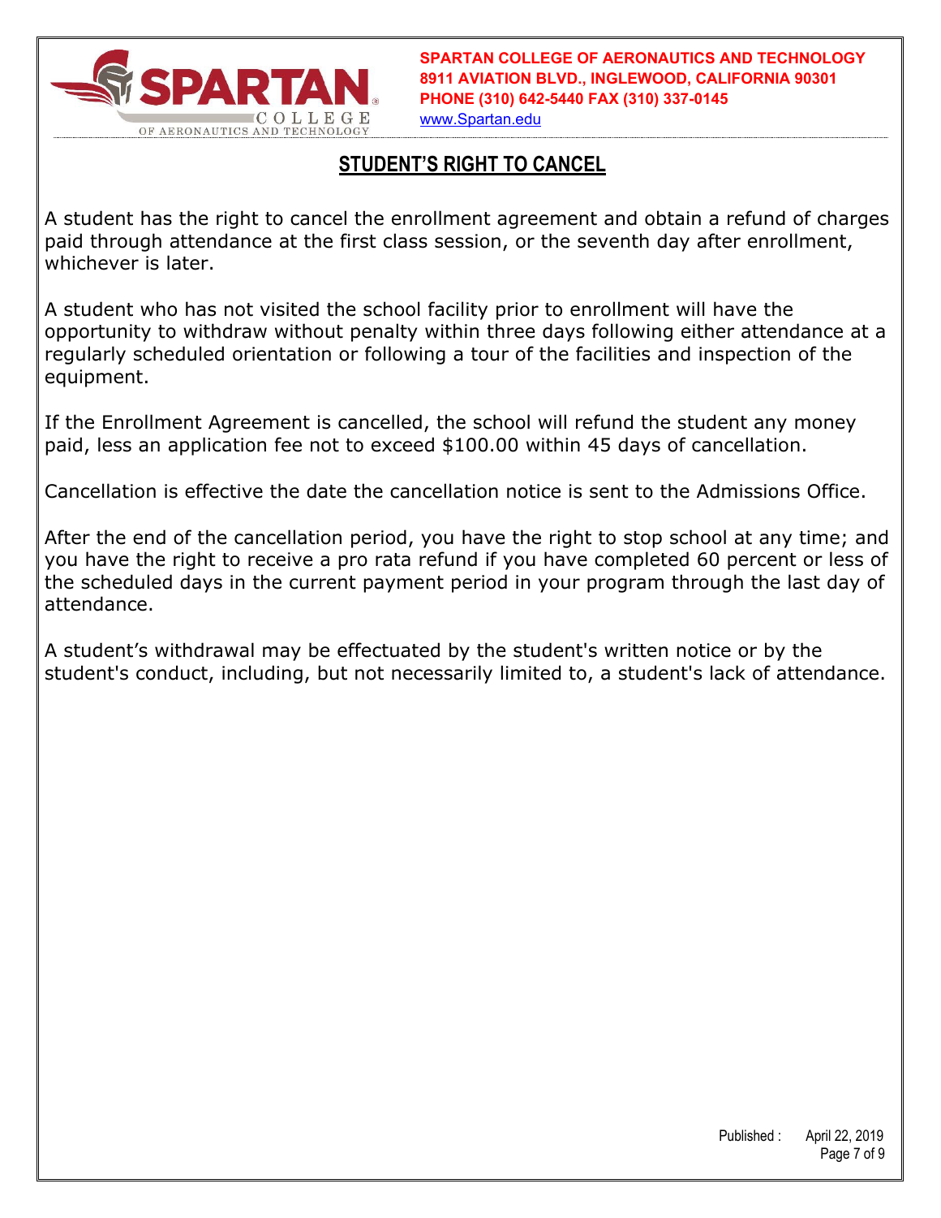SPARTAN COLLEGE OF AERONAUTICS AND TECHNOLOGY
8911 AVIATION BLVD., INGLEWOOD, CALIFORNIA 90301
PHONE (310) 642-5440 FAX (310) 337-0145
www.Spartan.edu

## STUDENT'S RIGHT TO CANCEL

A student has the right to cancel the enrollment agreement and obtain a refund of charges paid through attendance at the first class session, or the seventh day after enrollment, whichever is later.

A student who has not visited the school facility prior to enrollment will have the opportunity to withdraw without penalty within three days following either attendance at a regularly scheduled orientation or following a tour of the facilities and inspection of the equipment.

If the Enrollment Agreement is cancelled, the school will refund the student any money paid, less an application fee not to exceed $100.00 within 45 days of cancellation.

Cancellation is effective the date the cancellation notice is sent to the Admissions Office.

After the end of the cancellation period, you have the right to stop school at any time; and you have the right to receive a pro rata refund if you have completed 60 percent or less of the scheduled days in the current payment period in your program through the last day of attendance.

A student's withdrawal may be effectuated by the student's written notice or by the student's conduct, including, but not necessarily limited to, a student's lack of attendance.

Published : April 22, 2019